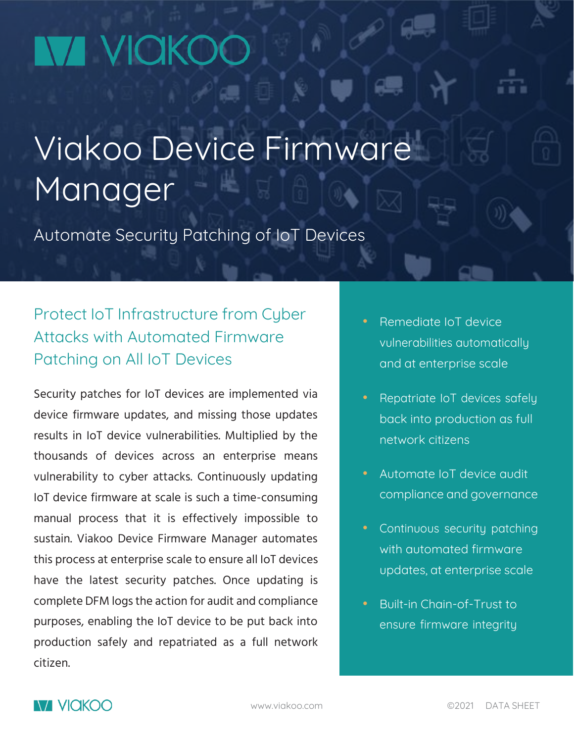# Viakoo Device Firmware Manager

Automate Security Patching of IoT Devices

## Protect IoT Infrastructure from Cyber Attacks with Automated Firmware Patching on All IoT Devices

Security patches for IoT devices are implemented via device firmware updates, and missing those updates results in IoT device vulnerabilities. Multiplied by the thousands of devices across an enterprise means vulnerability to cyber attacks. Continuously updating IoT device firmware at scale is such a time-consuming manual process that it is effectively impossible to sustain. Viakoo Device Firmware Manager automates this process at enterprise scale to ensure all IoT devices have the latest security patches. Once updating is complete DFM logs the action for audit and compliance purposes, enabling the IoT device to be put back into production safely and repatriated as a full network citizen.

- Remediate IoT device vulnerabilities automatically and at enterprise scale
- Repatriate IoT devices safely back into production as full network citizens
- Automate IoT device audit compliance and governance
- Continuous security patching with automated firmware updates, at enterprise scale
- Built-in Chain-of-Trust to ensure firmware integrity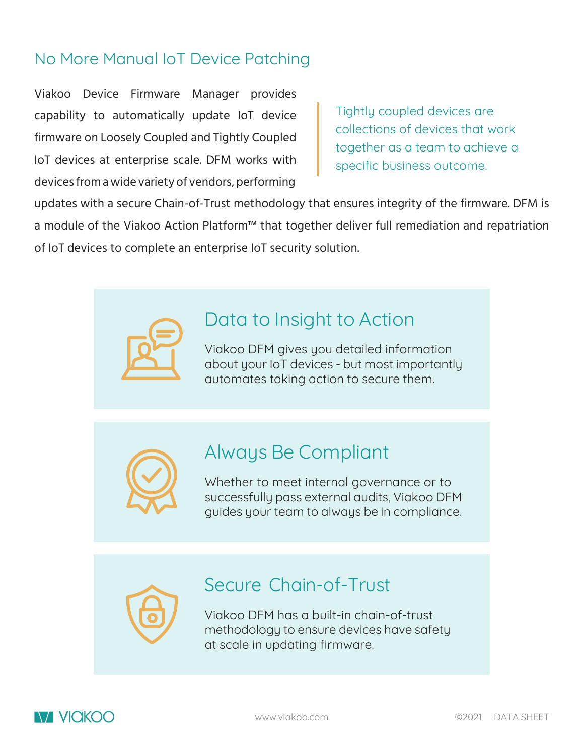## No More Manual IoT Device Patching

Viakoo Device Firmware Manager provides capability to automatically update IoT device firmware on Loosely Coupled and Tightly Coupled IoT devices at enterprise scale. DFM works with devices from a wide variety of vendors, performing updates with a secure Chain-of-Trust methodology that ensures integrity of the firmware. DFM is a module of the Viakoo Action Platform™ that together deliver full remediation and repatriation of IoT devices to complete an enterprise IoT security solution.

> Tightly coupled devices are collections of devices that work together as a team to achieve a specific business outcome.

### Data to Insight to Action

Viakoo DFM gives you detailed information about your IoT devices - but most importantly automates taking action to secure them.

### Always Be Compliant

Whether to meet internal governance or to successfully pass external audits, Viakoo DFM guides your team to always be in compliance.

### Secure Chain-of-Trust

Viakoo DFM has a built-in chain-of-trust methodology to ensure devices have safety at scale in updating firmware.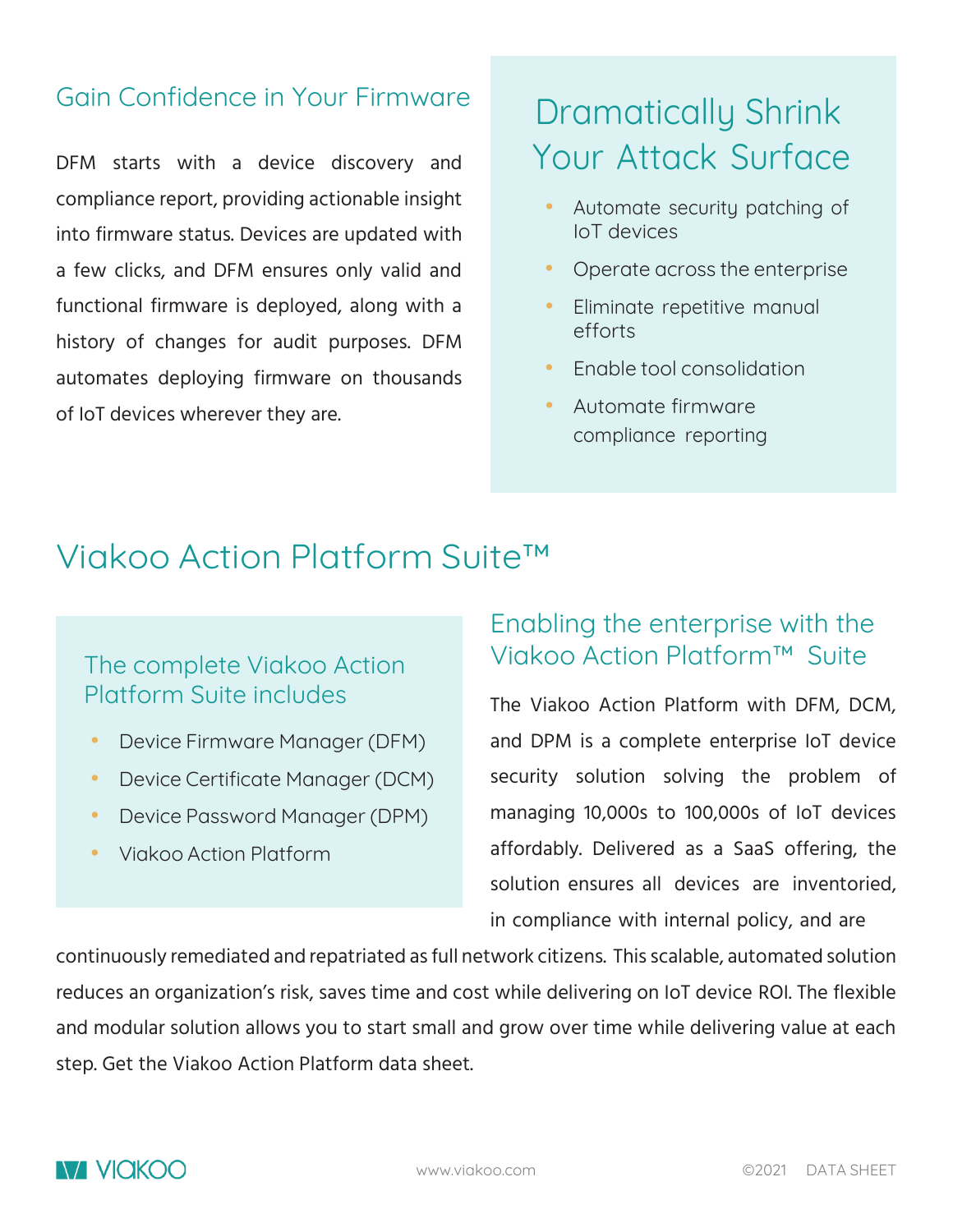## Gain Confidence in Your Firmware

DFM starts with a device discovery and compliance report, providing actionable insight into firmware status. Devices are updated with a few clicks, and DFM ensures only valid and functional firmware is deployed, along with a history of changes for audit purposes. DFM automates deploying firmware on thousands of IoT devices wherever they are.

## Dramatically Shrink Your Attack Surface

- Automate security patching of IoT devices
- Operate across the enterprise
- Eliminate repetitive manual efforts
- Enable tool consolidation
- Automate firmware compliance reporting

# Viakoo Action Platform Suite™

### The complete Viakoo Action Platform Suite includes

- Device Firmware Manager (DFM)
- Device Certificate Manager (DCM)
- Device Password Manager (DPM)
- Viakoo Action Platform

### Enabling the enterprise with the Viakoo Action Platform™ Suite

The Viakoo Action Platform with DFM, DCM, and DPM is a complete enterprise IoT device security solution solving the problem of managing 10,000s to 100,000s of IoT devices affordably. Delivered as a SaaS offering, the solution ensures all devices are inventoried, in compliance with internal policy, and are continuously remediated and repatriated as full network citizens. This scalable, automated solution reduces an organization's risk, saves time and cost while delivering on IoT device ROI. The flexible and modular solution allows you to start small and grow over time while delivering value at each step. Get the Viakoo Action Platform data sheet.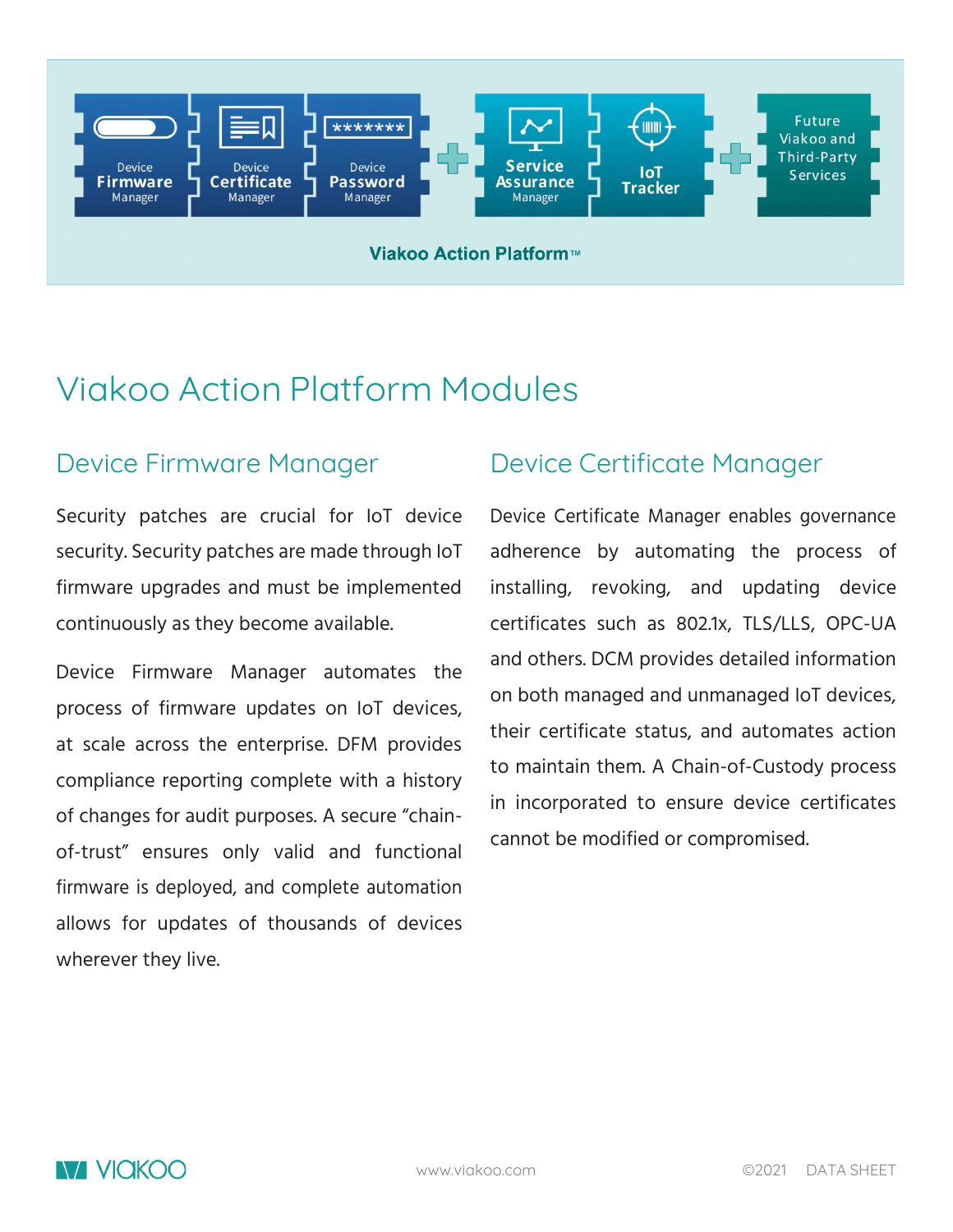Device Firmware Manager | Device Certificate Manager | Device Password Manager + Service Assurance Manager | IoT Tracker + Future Viakoo and Third-Party Services

Viakoo Action Platform™

# Viakoo Action Platform Modules

## Device Firmware Manager

Security patches are crucial for IoT device security. Security patches are made through IoT firmware upgrades and must be implemented continuously as they become available.

Device Firmware Manager automates the process of firmware updates on IoT devices, at scale across the enterprise. DFM provides compliance reporting complete with a history of changes for audit purposes. A secure "chain-of-trust" ensures only valid and functional firmware is deployed, and complete automation allows for updates of thousands of devices wherever they live.

## Device Certificate Manager

Device Certificate Manager enables governance adherence by automating the process of installing, revoking, and updating device certificates such as 802.1x, TLS/LLS, OPC-UA and others. DCM provides detailed information on both managed and unmanaged IoT devices, their certificate status, and automates action to maintain them. A Chain-of-Custody process in incorporated to ensure device certificates cannot be modified or compromised.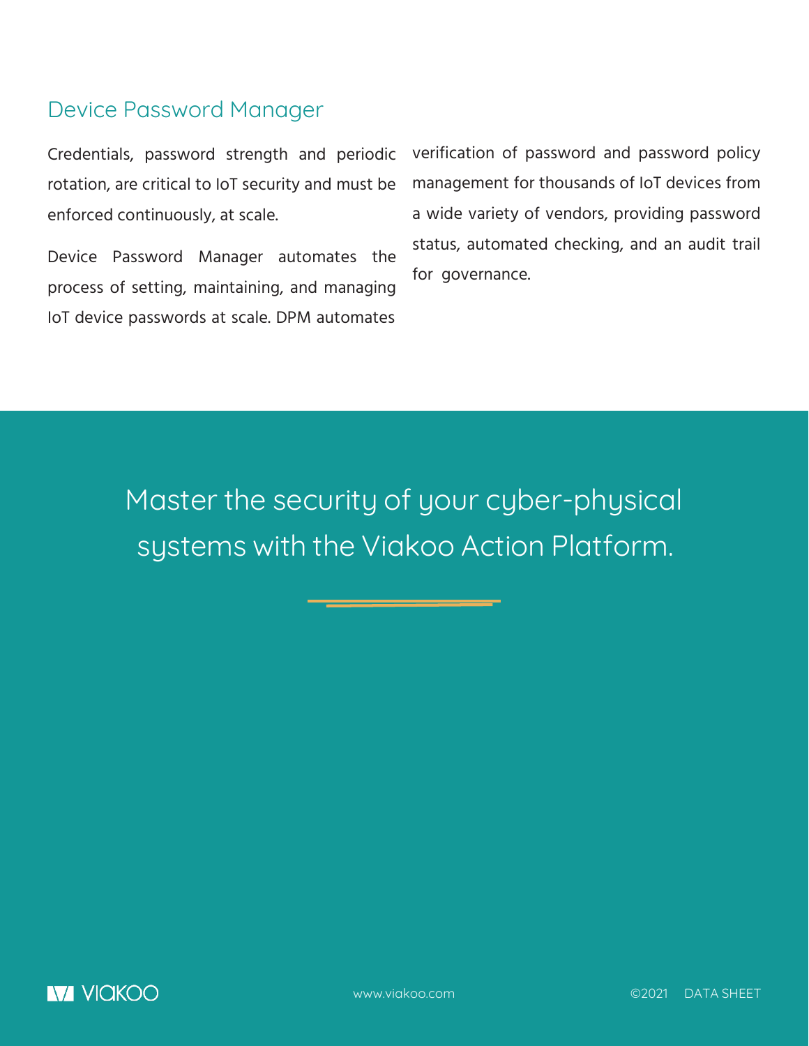## Device Password Manager

Credentials, password strength and periodic rotation, are critical to IoT security and must be enforced continuously, at scale.

Device Password Manager automates the process of setting, maintaining, and managing IoT device passwords at scale. DPM automates verification of password and password policy management for thousands of IoT devices from a wide variety of vendors, providing password status, automated checking, and an audit trail for governance.

Master the security of your cyber-physical systems with the Viakoo Action Platform.

VIAKOO www.viakoo.com ©2021 DATA SHEET